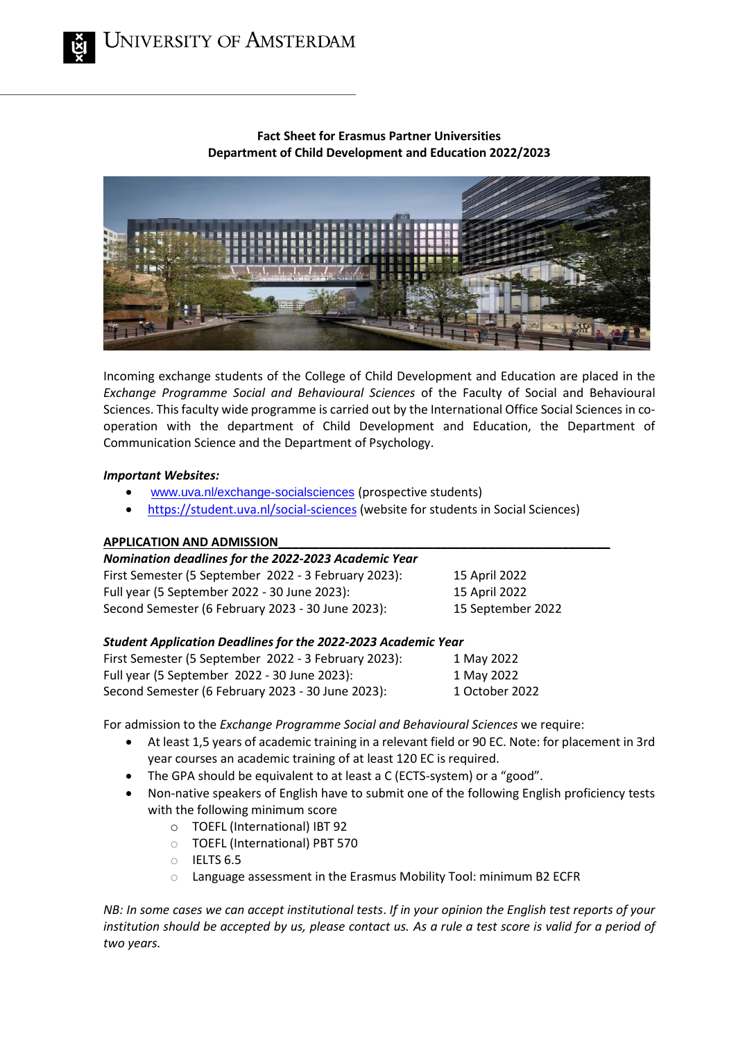# University of Amsterdam

## Fact Sheet for Erasmus Partner Universities
## Department of Child Development and Education 2022/2023

Incoming exchange students of the College of Child Development and Education are placed in the *Exchange Programme Social and Behavioural Sciences* of the Faculty of Social and Behavioural Sciences. This faculty wide programme is carried out by the International Office Social Sciences in co-operation with the department of Child Development and Education, the Department of Communication Science and the Department of Psychology.

***Important Websites:***

- www.uva.nl/exchange-socialsciences (prospective students)
- https://student.uva.nl/social-sciences (website for students in Social Sciences)

### APPLICATION AND ADMISSION

***Nomination deadlines for the 2022-2023 Academic Year***

| | |
|---|---|
| First Semester (5 September 2022 - 3 February 2023): | 15 April 2022 |
| Full year (5 September 2022 - 30 June 2023): | 15 April 2022 |
| Second Semester (6 February 2023 - 30 June 2023): | 15 September 2022 |

***Student Application Deadlines for the 2022-2023 Academic Year***

| | |
|---|---|
| First Semester (5 September 2022 - 3 February 2023): | 1 May 2022 |
| Full year (5 September 2022 - 30 June 2023): | 1 May 2022 |
| Second Semester (6 February 2023 - 30 June 2023): | 1 October 2022 |

For admission to the *Exchange Programme Social and Behavioural Sciences* we require:

- At least 1,5 years of academic training in a relevant field or 90 EC. Note: for placement in 3rd year courses an academic training of at least 120 EC is required.
- The GPA should be equivalent to at least a C (ECTS-system) or a "good".
- Non-native speakers of English have to submit one of the following English proficiency tests with the following minimum score
  - TOEFL (International) IBT 92
  - TOEFL (International) PBT 570
  - IELTS 6.5
  - Language assessment in the Erasmus Mobility Tool: minimum B2 ECFR

*NB: In some cases we can accept institutional tests. If in your opinion the English test reports of your institution should be accepted by us, please contact us. As a rule a test score is valid for a period of two years.*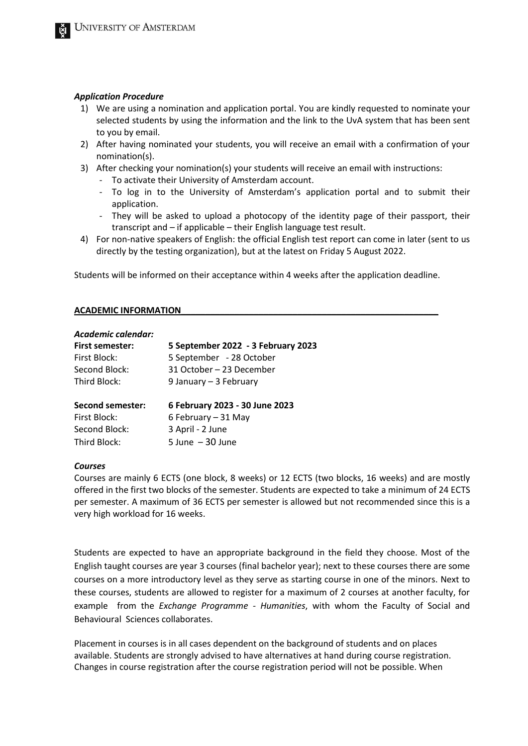### *Application Procedure*

1) We are using a nomination and application portal. You are kindly requested to nominate your selected students by using the information and the link to the UvA system that has been sent to you by email.
2) After having nominated your students, you will receive an email with a confirmation of your nomination(s).
3) After checking your nomination(s) your students will receive an email with instructions:
   - To activate their University of Amsterdam account.
   - To log in to the University of Amsterdam's application portal and to submit their application.
   - They will be asked to upload a photocopy of the identity page of their passport, their transcript and – if applicable – their English language test result.
4) For non-native speakers of English: the official English test report can come in later (sent to us directly by the testing organization), but at the latest on Friday 5 August 2022.

Students will be informed on their acceptance within 4 weeks after the application deadline.

## ACADEMIC INFORMATION

### *Academic calendar:*

| | |
|---|---|
| **First semester:** | **5 September 2022 - 3 February 2023** |
| First Block: | 5 September - 28 October |
| Second Block: | 31 October – 23 December |
| Third Block: | 9 January – 3 February |
| | |
| **Second semester:** | **6 February 2023 - 30 June 2023** |
| First Block: | 6 February – 31 May |
| Second Block: | 3 April - 2 June |
| Third Block: | 5 June – 30 June |

### *Courses*

Courses are mainly 6 ECTS (one block, 8 weeks) or 12 ECTS (two blocks, 16 weeks) and are mostly offered in the first two blocks of the semester. Students are expected to take a minimum of 24 ECTS per semester. A maximum of 36 ECTS per semester is allowed but not recommended since this is a very high workload for 16 weeks.

Students are expected to have an appropriate background in the field they choose. Most of the English taught courses are year 3 courses (final bachelor year); next to these courses there are some courses on a more introductory level as they serve as starting course in one of the minors. Next to these courses, students are allowed to register for a maximum of 2 courses at another faculty, for example from the *Exchange Programme - Humanities*, with whom the Faculty of Social and Behavioural Sciences collaborates.

Placement in courses is in all cases dependent on the background of students and on places available. Students are strongly advised to have alternatives at hand during course registration. Changes in course registration after the course registration period will not be possible. When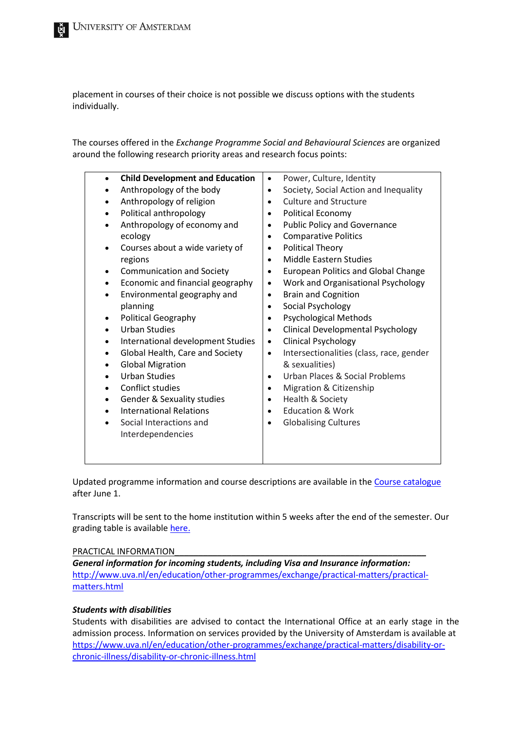placement in courses of their choice is not possible we discuss options with the students individually.

The courses offered in the *Exchange Programme Social and Behavioural Sciences* are organized around the following research priority areas and research focus points:

| | |
|---|---|
| <ul><li>**Child Development and Education**</li><li>Anthropology of the body</li><li>Anthropology of religion</li><li>Political anthropology</li><li>Anthropology of economy and ecology</li><li>Courses about a wide variety of regions</li><li>Communication and Society</li><li>Economic and financial geography</li><li>Environmental geography and planning</li><li>Political Geography</li><li>Urban Studies</li><li>International development Studies</li><li>Global Health, Care and Society</li><li>Global Migration</li><li>Urban Studies</li><li>Conflict studies</li><li>Gender & Sexuality studies</li><li>International Relations</li><li>Social Interactions and Interdependencies</li></ul> | <ul><li>Power, Culture, Identity</li><li>Society, Social Action and Inequality</li><li>Culture and Structure</li><li>Political Economy</li><li>Public Policy and Governance</li><li>Comparative Politics</li><li>Political Theory</li><li>Middle Eastern Studies</li><li>European Politics and Global Change</li><li>Work and Organisational Psychology</li><li>Brain and Cognition</li><li>Social Psychology</li><li>Psychological Methods</li><li>Clinical Developmental Psychology</li><li>Clinical Psychology</li><li>Intersectionalities (class, race, gender & sexualities)</li><li>Urban Places & Social Problems</li><li>Migration & Citizenship</li><li>Health & Society</li><li>Education & Work</li><li>Globalising Cultures</li></ul> |

Updated programme information and course descriptions are available in the Course catalogue after June 1.

Transcripts will be sent to the home institution within 5 weeks after the end of the semester. Our grading table is available here.

PRACTICAL INFORMATION

***General information for incoming students, including Visa and Insurance information:***
http://www.uva.nl/en/education/other-programmes/exchange/practical-matters/practical-matters.html

***Students with disabilities***

Students with disabilities are advised to contact the International Office at an early stage in the admission process. Information on services provided by the University of Amsterdam is available at https://www.uva.nl/en/education/other-programmes/exchange/practical-matters/disability-or-chronic-illness/disability-or-chronic-illness.html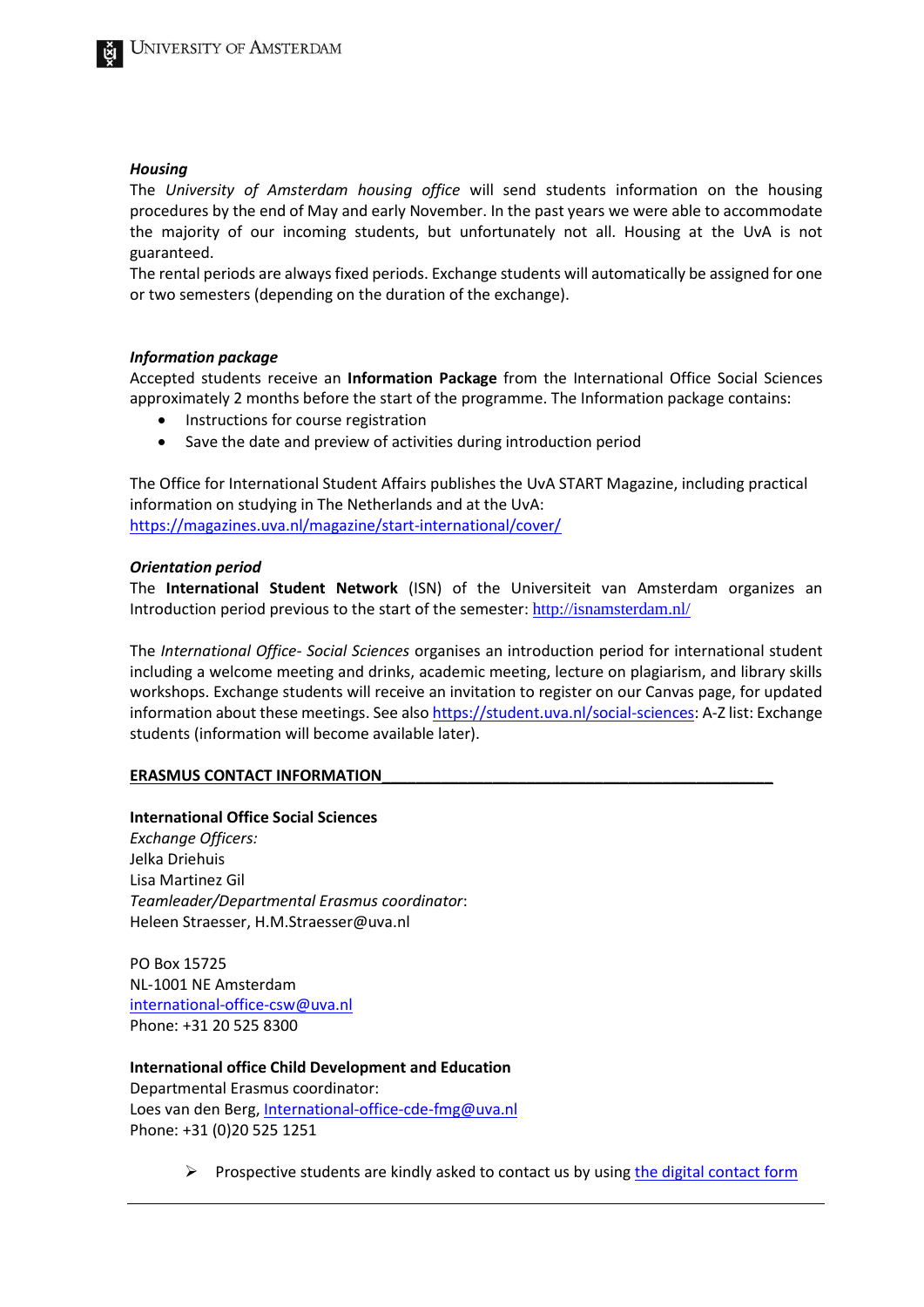***Housing***

The *University of Amsterdam housing office* will send students information on the housing procedures by the end of May and early November. In the past years we were able to accommodate the majority of our incoming students, but unfortunately not all. Housing at the UvA is not guaranteed.

The rental periods are always fixed periods. Exchange students will automatically be assigned for one or two semesters (depending on the duration of the exchange).

***Information package***

Accepted students receive an **Information Package** from the International Office Social Sciences approximately 2 months before the start of the programme. The Information package contains:

- Instructions for course registration
- Save the date and preview of activities during introduction period

The Office for International Student Affairs publishes the UvA START Magazine, including practical information on studying in The Netherlands and at the UvA:
https://magazines.uva.nl/magazine/start-international/cover/

***Orientation period***

The **International Student Network** (ISN) of the Universiteit van Amsterdam organizes an Introduction period previous to the start of the semester: http://isnamsterdam.nl/

The *International Office- Social Sciences* organises an introduction period for international student including a welcome meeting and drinks, academic meeting, lecture on plagiarism, and library skills workshops. Exchange students will receive an invitation to register on our Canvas page, for updated information about these meetings. See also https://student.uva.nl/social-sciences: A-Z list: Exchange students (information will become available later).

**ERASMUS CONTACT INFORMATION**

**International Office Social Sciences**
*Exchange Officers:*
Jelka Driehuis
Lisa Martinez Gil
*Teamleader/Departmental Erasmus coordinator*:
Heleen Straesser, H.M.Straesser@uva.nl

PO Box 15725
NL-1001 NE Amsterdam
international-office-csw@uva.nl
Phone: +31 20 525 8300

**International office Child Development and Education**
Departmental Erasmus coordinator:
Loes van den Berg, International-office-cde-fmg@uva.nl
Phone: +31 (0)20 525 1251

- Prospective students are kindly asked to contact us by using the digital contact form